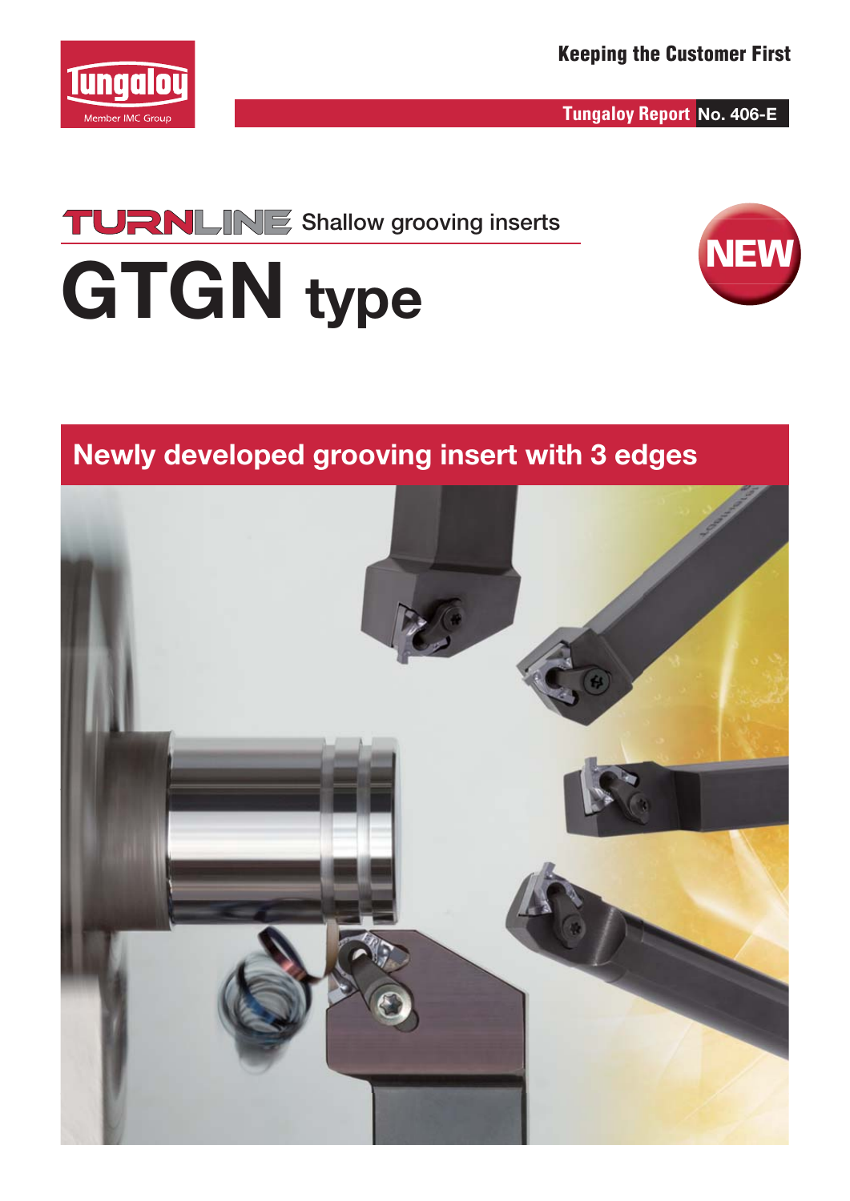Keeping the Customer First

Tungaloy Report No. 406-E

TURNLINE Shallow grooving inserts

# GTGN type

NEW

## Newly developed grooving insert with 3 edges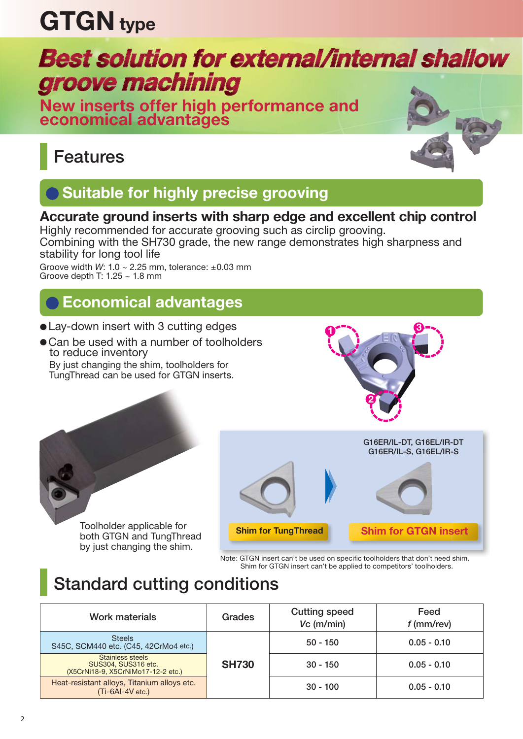# GTGN type

## Best solution for external/internal shallow groove machining

New inserts offer high performance and economical advantages

## Features

### Suitable for highly precise grooving

**Accurate ground inserts with sharp edge and excellent chip control**

Highly recommended for accurate grooving such as circlip grooving.
Combining with the SH730 grade, the new range demonstrates high sharpness and stability for long tool life

Groove width *W*: 1.0 ~ 2.25 mm, tolerance: ±0.03 mm
Groove depth T: 1.25 ~ 1.8 mm

### Economical advantages

- Lay-down insert with 3 cutting edges
- Can be used with a number of toolholders to reduce inventory
  By just changing the shim, toolholders for TungThread can be used for GTGN inserts.

Toolholder applicable for both GTGN and TungThread by just changing the shim.

G16ER/IL-DT, G16EL/IR-DT
G16ER/IL-S, G16EL/IR-S

Shim for TungThread → Shim for GTGN insert

Note: GTGN insert can't be used on specific toolholders that don't need shim.
Shim for GTGN insert can't be applied to competitors' toolholders.

## Standard cutting conditions

| Work materials | Grades | Cutting speed *Vc* (m/min) | Feed *f* (mm/rev) |
|---|---|---|---|
| Steels<br>S45C, SCM440 etc. (C45, 42CrMo4 etc.) | SH730 | 50 - 150 | 0.05 - 0.10 |
| Stainless steels<br>SUS304, SUS316 etc.<br>(X5CrNi18-9, X5CrNiMo17-12-2 etc.) | | 30 - 150 | 0.05 - 0.10 |
| Heat-resistant alloys, Titanium alloys etc.<br>(Ti-6Al-4V etc.) | | 30 - 100 | 0.05 - 0.10 |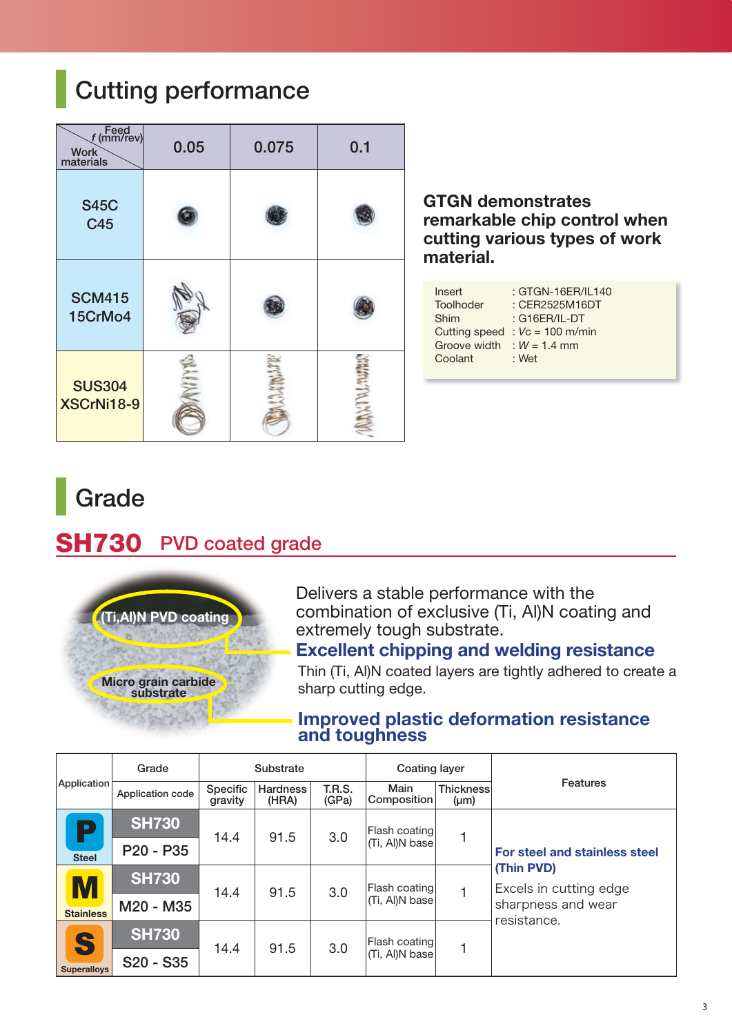# Cutting performance

| Work materials \ Feed f (mm/rev) | 0.05 | 0.075 | 0.1 |
|---|---|---|---|
| S45C C45 | | | |
| SCM415 15CrMo4 | | | |
| SUS304 XSCrNi18-9 | | | |

**GTGN demonstrates remarkable chip control when cutting various types of work material.**

Insert : GTGN-16ER/IL140
Toolhoder : CER2525M16DT
Shim : G16ER/IL-DT
Cutting speed : *Vc* = 100 m/min
Groove width : *W* = 1.4 mm
Coolant : Wet

# Grade

## SH730 PVD coated grade

(Ti,Al)N PVD coating

Micro grain carbide substrate

Delivers a stable performance with the combination of exclusive (Ti, Al)N coating and extremely tough substrate.

### Excellent chipping and welding resistance

Thin (Ti, Al)N coated layers are tightly adhered to create a sharp cutting edge.

### Improved plastic deformation resistance and toughness

| Application | Grade / Application code | Substrate: Specific gravity | Substrate: Hardness (HRA) | Substrate: T.R.S. (GPa) | Coating layer: Main Composition | Coating layer: Thickness (μm) | Features |
|---|---|---|---|---|---|---|---|
| P Steel | SH730 / P20 - P35 | 14.4 | 91.5 | 3.0 | Flash coating (Ti, Al)N base | 1 | **For steel and stainless steel (Thin PVD)** Excels in cutting edge sharpness and wear resistance. |
| M Stainless | SH730 / M20 - M35 | 14.4 | 91.5 | 3.0 | Flash coating (Ti, Al)N base | 1 | |
| S Superalloys | SH730 / S20 - S35 | 14.4 | 91.5 | 3.0 | Flash coating (Ti, Al)N base | 1 | |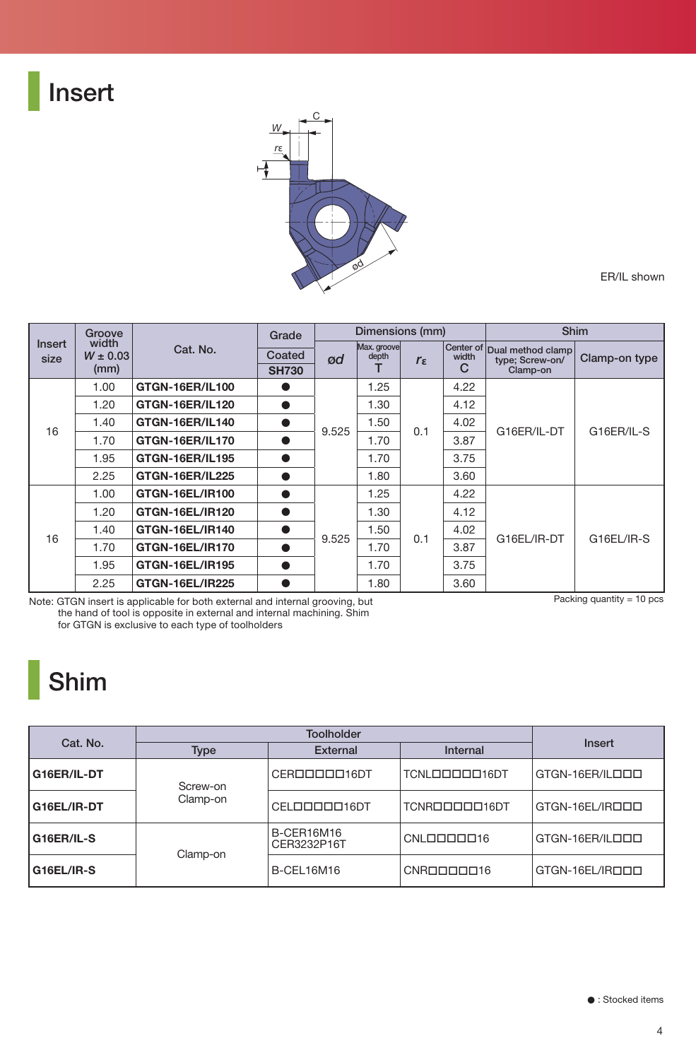# Insert

W

C

rε

T

ød

ER/IL shown

| Insert size | Groove width $W \pm 0.03$ (mm) | Cat. No. | Grade | Dimensions (mm) | | | | Shim | |
|---|---|---|---|---|---|---|---|---|---|
| | | | Coated | ød | Max. groove depth T | rε | Center of width C | Dual method clamp type; Screw-on/ Clamp-on | Clamp-on type |
| | | | SH730 | | | | | | |
| 16 | 1.00 | **GTGN-16ER/IL100** | ● | 9.525 | 1.25 | 0.1 | 4.22 | G16ER/IL-DT | G16ER/IL-S |
| | 1.20 | **GTGN-16ER/IL120** | ● | | 1.30 | | 4.12 | | |
| | 1.40 | **GTGN-16ER/IL140** | ● | | 1.50 | | 4.02 | | |
| | 1.70 | **GTGN-16ER/IL170** | ● | | 1.70 | | 3.87 | | |
| | 1.95 | **GTGN-16ER/IL195** | ● | | 1.70 | | 3.75 | | |
| | 2.25 | **GTGN-16ER/IL225** | ● | | 1.80 | | 3.60 | | |
| 16 | 1.00 | **GTGN-16EL/IR100** | ● | 9.525 | 1.25 | 0.1 | 4.22 | G16EL/IR-DT | G16EL/IR-S |
| | 1.20 | **GTGN-16EL/IR120** | ● | | 1.30 | | 4.12 | | |
| | 1.40 | **GTGN-16EL/IR140** | ● | | 1.50 | | 4.02 | | |
| | 1.70 | **GTGN-16EL/IR170** | ● | | 1.70 | | 3.87 | | |
| | 1.95 | **GTGN-16EL/IR195** | ● | | 1.70 | | 3.75 | | |
| | 2.25 | **GTGN-16EL/IR225** | ● | | 1.80 | | 3.60 | | |

Note: GTGN insert is applicable for both external and internal grooving, but the hand of tool is opposite in external and internal machining. Shim for GTGN is exclusive to each type of toolholders

Packing quantity = 10 pcs

# Shim

| Cat. No. | Toolholder | | | Insert |
|---|---|---|---|---|
| | Type | External | Internal | |
| **G16ER/IL-DT** | Screw-on Clamp-on | CER□□□□□16DT | TCNL□□□□□16DT | GTGN-16ER/IL□□□ |
| **G16EL/IR-DT** | | CEL□□□□□16DT | TCNR□□□□□16DT | GTGN-16EL/IR□□□ |
| **G16ER/IL-S** | Clamp-on | B-CER16M16 CER3232P16T | CNL□□□□□16 | GTGN-16ER/IL□□□ |
| **G16EL/IR-S** | | B-CEL16M16 | CNR□□□□□16 | GTGN-16EL/IR□□□ |

● : Stocked items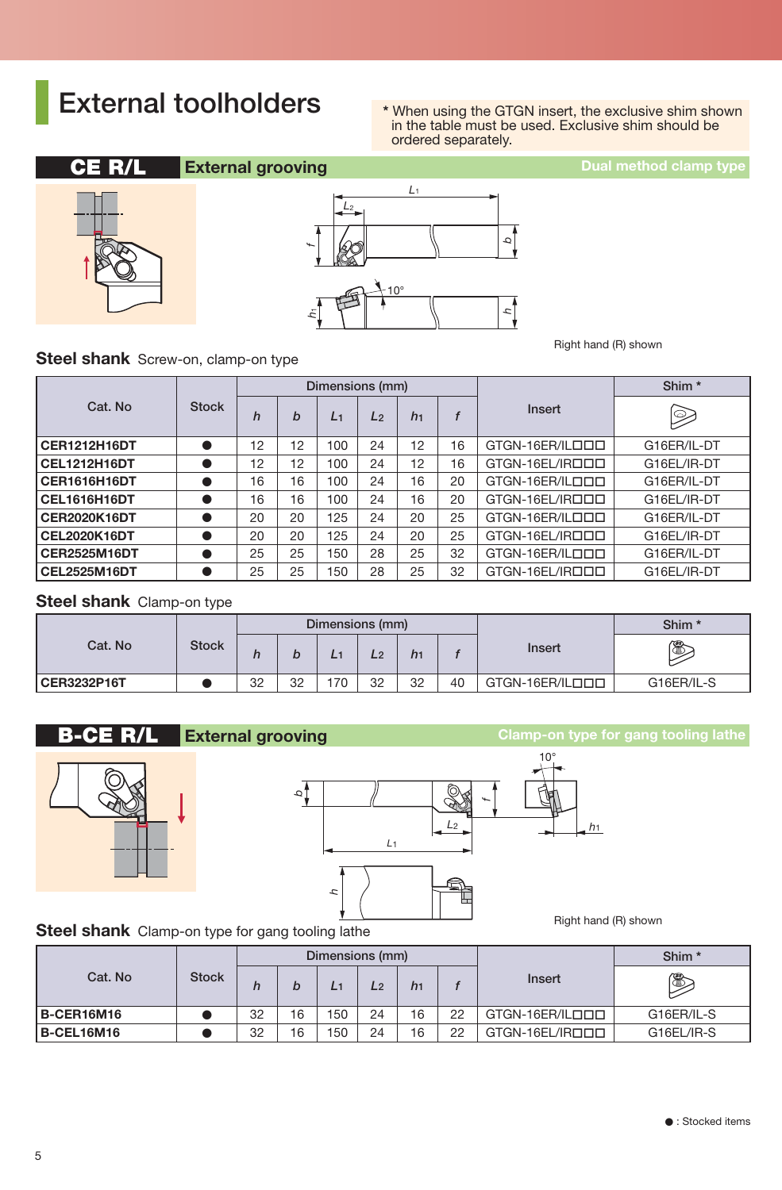# External toolholders

* When using the GTGN insert, the exclusive shim shown in the table must be used. Exclusive shim should be ordered separately.

## CE R/L External grooving

Dual method clamp type

$L_1$

$L_2$

f

b

10°

$h_1$

h

Right hand (R) shown

### Steel shank Screw-on, clamp-on type

| Cat. No | Stock | Dimensions (mm) | | | | | | Insert | Shim * |
|---|---|---|---|---|---|---|---|---|---|
| | | $h$ | $b$ | $L_1$ | $L_2$ | $h_1$ | $f$ | | |
| CER1212H16DT | ● | 12 | 12 | 100 | 24 | 12 | 16 | GTGN-16ER/IL□□□ | G16ER/IL-DT |
| CEL1212H16DT | ● | 12 | 12 | 100 | 24 | 12 | 16 | GTGN-16EL/IR□□□ | G16EL/IR-DT |
| CER1616H16DT | ● | 16 | 16 | 100 | 24 | 16 | 20 | GTGN-16ER/IL□□□ | G16ER/IL-DT |
| CEL1616H16DT | ● | 16 | 16 | 100 | 24 | 16 | 20 | GTGN-16EL/IR□□□ | G16EL/IR-DT |
| CER2020K16DT | ● | 20 | 20 | 125 | 24 | 20 | 25 | GTGN-16ER/IL□□□ | G16ER/IL-DT |
| CEL2020K16DT | ● | 20 | 20 | 125 | 24 | 20 | 25 | GTGN-16EL/IR□□□ | G16EL/IR-DT |
| CER2525M16DT | ● | 25 | 25 | 150 | 28 | 25 | 32 | GTGN-16ER/IL□□□ | G16ER/IL-DT |
| CEL2525M16DT | ● | 25 | 25 | 150 | 28 | 25 | 32 | GTGN-16EL/IR□□□ | G16EL/IR-DT |

### Steel shank Clamp-on type

| Cat. No | Stock | Dimensions (mm) | | | | | | Insert | Shim * |
|---|---|---|---|---|---|---|---|---|---|
| | | $h$ | $b$ | $L_1$ | $L_2$ | $h_1$ | $f$ | | |
| CER3232P16T | ● | 32 | 32 | 170 | 32 | 32 | 40 | GTGN-16ER/IL□□□ | G16ER/IL-S |

## B-CE R/L External grooving

Clamp-on type for gang tooling lathe

10°

b

f

$L_2$

$L_1$

$h_1$

h

Right hand (R) shown

### Steel shank Clamp-on type for gang tooling lathe

| Cat. No | Stock | Dimensions (mm) | | | | | | Insert | Shim * |
|---|---|---|---|---|---|---|---|---|---|
| | | $h$ | $b$ | $L_1$ | $L_2$ | $h_1$ | $f$ | | |
| B-CER16M16 | ● | 32 | 16 | 150 | 24 | 16 | 22 | GTGN-16ER/IL□□□ | G16ER/IL-S |
| B-CEL16M16 | ● | 32 | 16 | 150 | 24 | 16 | 22 | GTGN-16EL/IR□□□ | G16EL/IR-S |

● : Stocked items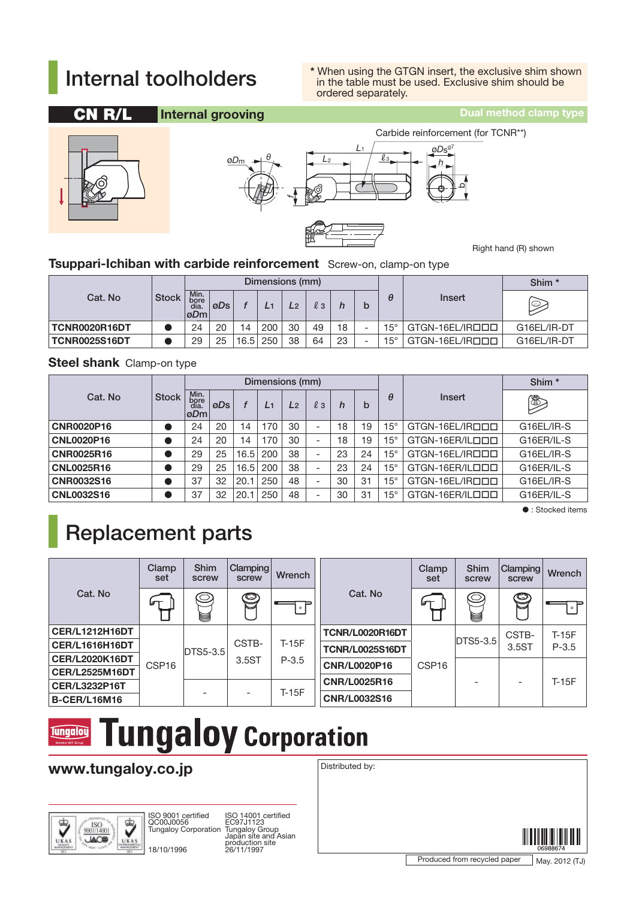# Internal toolholders

* When using the GTGN insert, the exclusive shim shown in the table must be used. Exclusive shim should be ordered separately.

## CN R/L Internal grooving

Dual method clamp type

Carbide reinforcement (for TCNR**)

øDm θ L1 L2 ℓ3 øDs g7 h b

Right hand (R) shown

### Tsuppari-Ichiban with carbide reinforcement Screw-on, clamp-on type

| Cat. No | Stock | Dimensions (mm) | | | | | | | | θ | Insert | Shim * |
|---|---|---|---|---|---|---|---|---|---|---|---|---|
| | | Min. bore dia. øDm | øDs | f | $L_1$ | $L_2$ | ℓ3 | h | b | | | |
| TCNR0020R16DT | ● | 24 | 20 | 14 | 200 | 30 | 49 | 18 | - | 15° | GTGN-16EL/IR□□□ | G16EL/IR-DT |
| TCNR0025S16DT | ● | 29 | 25 | 16.5 | 250 | 38 | 64 | 23 | - | 15° | GTGN-16EL/IR□□□ | G16EL/IR-DT |

### Steel shank Clamp-on type

| Cat. No | Stock | Dimensions (mm) | | | | | | | | θ | Insert | Shim * |
|---|---|---|---|---|---|---|---|---|---|---|---|---|
| | | Min. bore dia. øDm | øDs | f | $L_1$ | $L_2$ | ℓ3 | h | b | | | |
| CNR0020P16 | ● | 24 | 20 | 14 | 170 | 30 | - | 18 | 19 | 15° | GTGN-16EL/IR□□□ | G16EL/IR-S |
| CNL0020P16 | ● | 24 | 20 | 14 | 170 | 30 | - | 18 | 19 | 15° | GTGN-16ER/IL□□□ | G16ER/IL-S |
| CNR0025R16 | ● | 29 | 25 | 16.5 | 200 | 38 | - | 23 | 24 | 15° | GTGN-16EL/IR□□□ | G16EL/IR-S |
| CNL0025R16 | ● | 29 | 25 | 16.5 | 200 | 38 | - | 23 | 24 | 15° | GTGN-16ER/IL□□□ | G16ER/IL-S |
| CNR0032S16 | ● | 37 | 32 | 20.1 | 250 | 48 | - | 30 | 31 | 15° | GTGN-16EL/IR□□□ | G16EL/IR-S |
| CNL0032S16 | ● | 37 | 32 | 20.1 | 250 | 48 | - | 30 | 31 | 15° | GTGN-16ER/IL□□□ | G16ER/IL-S |

● : Stocked items

# Replacement parts

| Cat. No | Clamp set | Shim screw | Clamping screw | Wrench |
|---|---|---|---|---|
| CER/L1212H16DT | CSP16 | DTS5-3.5 | CSTB-3.5ST | T-15F P-3.5 |
| CER/L1616H16DT | CSP16 | DTS5-3.5 | CSTB-3.5ST | T-15F P-3.5 |
| CER/L2020K16DT | CSP16 | DTS5-3.5 | CSTB-3.5ST | T-15F P-3.5 |
| CER/L2525M16DT | CSP16 | DTS5-3.5 | CSTB-3.5ST | T-15F P-3.5 |
| CER/L3232P16T | CSP16 | - | - | T-15F |
| B-CER/L16M16 | CSP16 | - | - | T-15F |

| Cat. No | Clamp set | Shim screw | Clamping screw | Wrench |
|---|---|---|---|---|
| TCNR/L0020R16DT | CSP16 | DTS5-3.5 | CSTB-3.5ST | T-15F P-3.5 |
| TCNR/L0025S16DT | CSP16 | DTS5-3.5 | CSTB-3.5ST | T-15F P-3.5 |
| CNR/L0020P16 | CSP16 | - | - | T-15F |
| CNR/L0025R16 | CSP16 | - | - | T-15F |
| CNR/L0032S16 | CSP16 | - | - | T-15F |

**Tungaloy Corporation**

www.tungaloy.co.jp

ISO 9001 certified
QC00J0056
Tungaloy Corporation
18/10/1996

ISO 14001 certified
EC97J1123
Tungaloy Group
Japan site and Asian production site
26/11/1997

Distributed by:

06988674

Produced from recycled paper

May. 2012 (TJ)